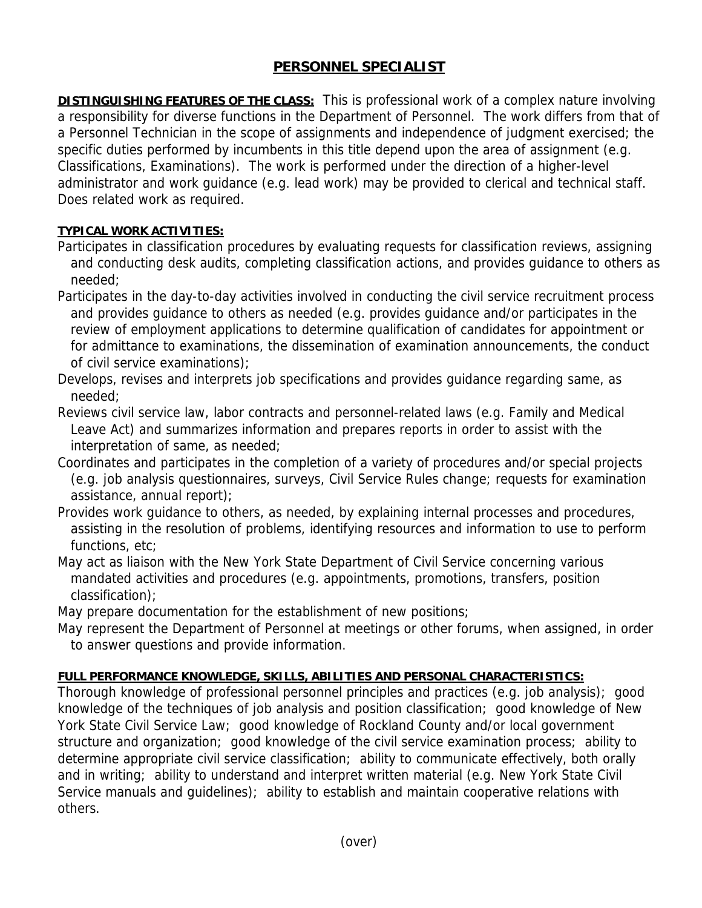# PERSONNEL SPECIALIST

**DISTINGUISHING FEATURES OF THE CLASS:** This is professional work of a complex nature involving a responsibility for diverse functions in the Department of Personnel. The work differs from that of a Personnel Technician in the scope of assignments and independence of judgment exercised; the specific duties performed by incumbents in this title depend upon the area of assignment (e.g. Classifications, Examinations). The work is performed under the direction of a higher-level administrator and work guidance (e.g. lead work) may be provided to clerical and technical staff. Does related work as required.

**TYPICAL WORK ACTIVITIES:**

- Participates in classification procedures by evaluating requests for classification reviews, assigning and conducting desk audits, completing classification actions, and provides guidance to others as needed;
- Participates in the day-to-day activities involved in conducting the civil service recruitment process and provides guidance to others as needed (e.g. provides guidance and/or participates in the review of employment applications to determine qualification of candidates for appointment or for admittance to examinations, the dissemination of examination announcements, the conduct of civil service examinations);
- Develops, revises and interprets job specifications and provides guidance regarding same, as needed;
- Reviews civil service law, labor contracts and personnel-related laws (e.g. Family and Medical Leave Act) and summarizes information and prepares reports in order to assist with the interpretation of same, as needed;
- Coordinates and participates in the completion of a variety of procedures and/or special projects (e.g. job analysis questionnaires, surveys, Civil Service Rules change; requests for examination assistance, annual report);
- Provides work guidance to others, as needed, by explaining internal processes and procedures, assisting in the resolution of problems, identifying resources and information to use to perform functions, etc;
- May act as liaison with the New York State Department of Civil Service concerning various mandated activities and procedures (e.g. appointments, promotions, transfers, position classification);
- May prepare documentation for the establishment of new positions;
- May represent the Department of Personnel at meetings or other forums, when assigned, in order to answer questions and provide information.

**FULL PERFORMANCE KNOWLEDGE, SKILLS, ABILITIES AND PERSONAL CHARACTERISTICS:**
Thorough knowledge of professional personnel principles and practices (e.g. job analysis); good knowledge of the techniques of job analysis and position classification; good knowledge of New York State Civil Service Law; good knowledge of Rockland County and/or local government structure and organization; good knowledge of the civil service examination process; ability to determine appropriate civil service classification; ability to communicate effectively, both orally and in writing; ability to understand and interpret written material (e.g. New York State Civil Service manuals and guidelines); ability to establish and maintain cooperative relations with others.

(over)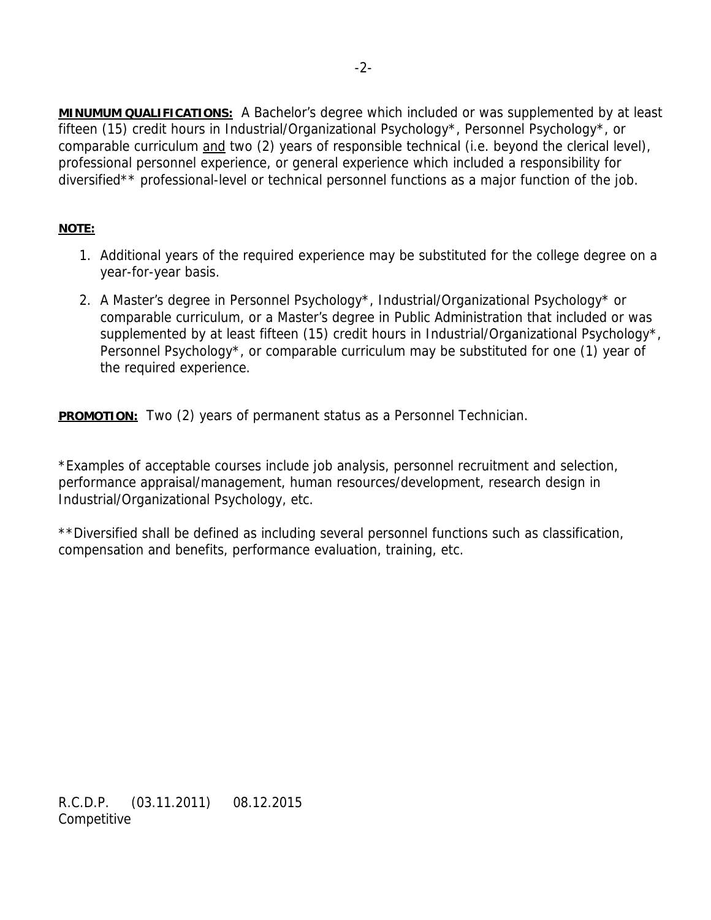**MINUMUM QUALIFICATIONS:** A Bachelor's degree which included or was supplemented by at least fifteen (15) credit hours in Industrial/Organizational Psychology*, Personnel Psychology*, or comparable curriculum and two (2) years of responsible technical (i.e. beyond the clerical level), professional personnel experience, or general experience which included a responsibility for diversified** professional-level or technical personnel functions as a major function of the job.

**NOTE:**

1. Additional years of the required experience may be substituted for the college degree on a year-for-year basis.
2. A Master's degree in Personnel Psychology*, Industrial/Organizational Psychology* or comparable curriculum, or a Master's degree in Public Administration that included or was supplemented by at least fifteen (15) credit hours in Industrial/Organizational Psychology*, Personnel Psychology*, or comparable curriculum may be substituted for one (1) year of the required experience.

**PROMOTION:** Two (2) years of permanent status as a Personnel Technician.

*Examples of acceptable courses include job analysis, personnel recruitment and selection, performance appraisal/management, human resources/development, research design in Industrial/Organizational Psychology, etc.

**Diversified shall be defined as including several personnel functions such as classification, compensation and benefits, performance evaluation, training, etc.

R.C.D.P. (03.11.2011) 08.12.2015
Competitive